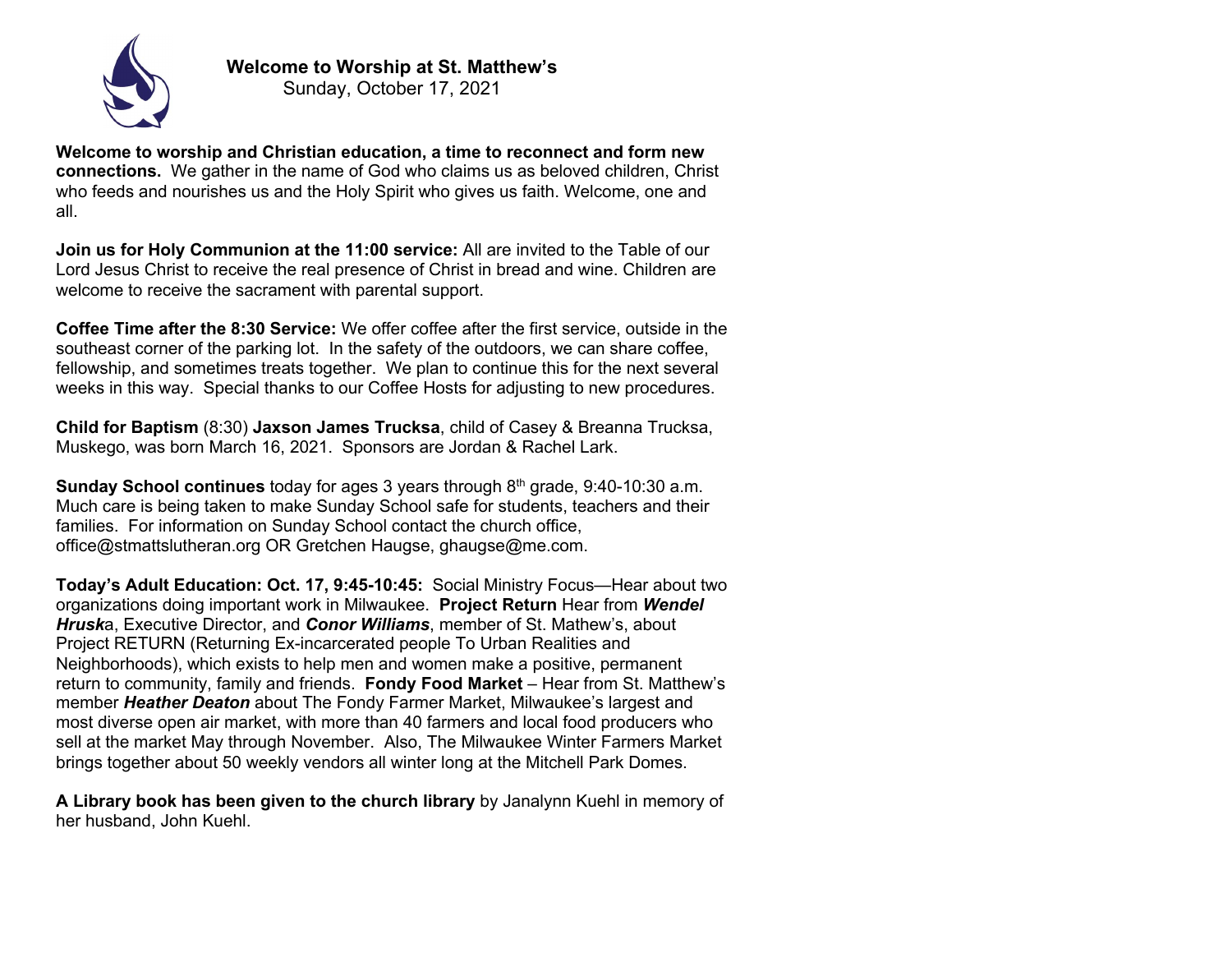**Welcome to Worship at St. Matthew's**
Sunday, October 17, 2021

**Welcome to worship and Christian education, a time to reconnect and form new connections.** We gather in the name of God who claims us as beloved children, Christ who feeds and nourishes us and the Holy Spirit who gives us faith. Welcome, one and all.

**Join us for Holy Communion at the 11:00 service:** All are invited to the Table of our Lord Jesus Christ to receive the real presence of Christ in bread and wine. Children are welcome to receive the sacrament with parental support.

**Coffee Time after the 8:30 Service:** We offer coffee after the first service, outside in the southeast corner of the parking lot. In the safety of the outdoors, we can share coffee, fellowship, and sometimes treats together. We plan to continue this for the next several weeks in this way. Special thanks to our Coffee Hosts for adjusting to new procedures.

**Child for Baptism** (8:30) **Jaxson James Trucksa**, child of Casey & Breanna Trucksa, Muskego, was born March 16, 2021. Sponsors are Jordan & Rachel Lark.

**Sunday School continues** today for ages 3 years through 8th grade, 9:40-10:30 a.m. Much care is being taken to make Sunday School safe for students, teachers and their families. For information on Sunday School contact the church office, office@stmattslutheran.org OR Gretchen Haugse, ghaugse@me.com.

**Today's Adult Education: Oct. 17, 9:45-10:45:** Social Ministry Focus—Hear about two organizations doing important work in Milwaukee. **Project Return** Hear from ***Wendel Hrusk***a, Executive Director, and ***Conor Williams***, member of St. Mathew's, about Project RETURN (Returning Ex-incarcerated people To Urban Realities and Neighborhoods), which exists to help men and women make a positive, permanent return to community, family and friends. **Fondy Food Market** – Hear from St. Matthew's member ***Heather Deaton*** about The Fondy Farmer Market, Milwaukee's largest and most diverse open air market, with more than 40 farmers and local food producers who sell at the market May through November. Also, The Milwaukee Winter Farmers Market brings together about 50 weekly vendors all winter long at the Mitchell Park Domes.

**A Library book has been given to the church library** by Janalynn Kuehl in memory of her husband, John Kuehl.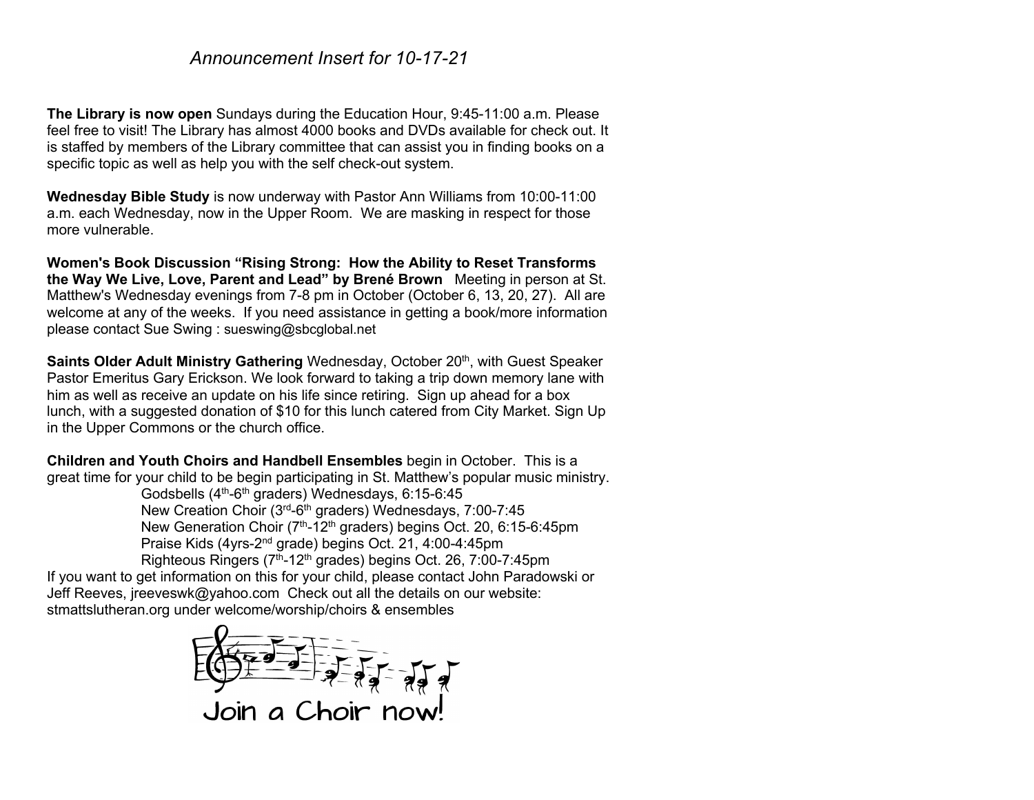*Announcement Insert for 10-17-21*

**The Library is now open** Sundays during the Education Hour, 9:45-11:00 a.m. Please feel free to visit! The Library has almost 4000 books and DVDs available for check out. It is staffed by members of the Library committee that can assist you in finding books on a specific topic as well as help you with the self check-out system.

**Wednesday Bible Study** is now underway with Pastor Ann Williams from 10:00-11:00 a.m. each Wednesday, now in the Upper Room. We are masking in respect for those more vulnerable.

**Women's Book Discussion "Rising Strong: How the Ability to Reset Transforms the Way We Live, Love, Parent and Lead" by Brené Brown** Meeting in person at St. Matthew's Wednesday evenings from 7-8 pm in October (October 6, 13, 20, 27). All are welcome at any of the weeks. If you need assistance in getting a book/more information please contact Sue Swing : sueswing@sbcglobal.net

**Saints Older Adult Ministry Gathering** Wednesday, October 20th, with Guest Speaker Pastor Emeritus Gary Erickson. We look forward to taking a trip down memory lane with him as well as receive an update on his life since retiring. Sign up ahead for a box lunch, with a suggested donation of $10 for this lunch catered from City Market. Sign Up in the Upper Commons or the church office.

**Children and Youth Choirs and Handbell Ensembles** begin in October. This is a great time for your child to be begin participating in St. Matthew's popular music ministry.

Godsbells (4th-6th graders) Wednesdays, 6:15-6:45
New Creation Choir (3rd-6th graders) Wednesdays, 7:00-7:45
New Generation Choir (7th-12th graders) begins Oct. 20, 6:15-6:45pm
Praise Kids (4yrs-2nd grade) begins Oct. 21, 4:00-4:45pm
Righteous Ringers (7th-12th grades) begins Oct. 26, 7:00-7:45pm

If you want to get information on this for your child, please contact John Paradowski or Jeff Reeves, jreeveswk@yahoo.com Check out all the details on our website: stmattslutheran.org under welcome/worship/choirs & ensembles

Join a Choir now!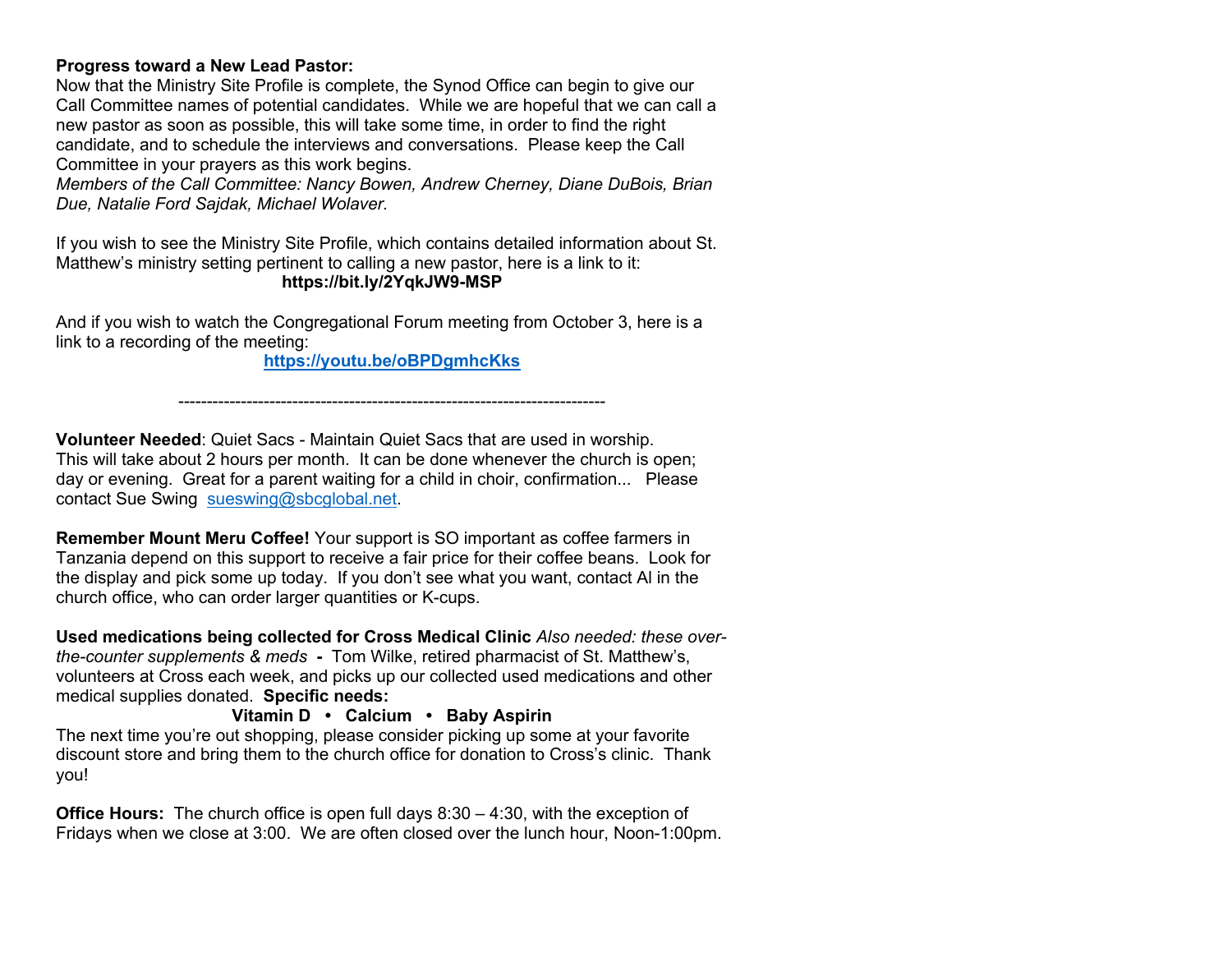**Progress toward a New Lead Pastor:**
Now that the Ministry Site Profile is complete, the Synod Office can begin to give our Call Committee names of potential candidates. While we are hopeful that we can call a new pastor as soon as possible, this will take some time, in order to find the right candidate, and to schedule the interviews and conversations. Please keep the Call Committee in your prayers as this work begins.
*Members of the Call Committee: Nancy Bowen, Andrew Cherney, Diane DuBois, Brian Due, Natalie Ford Sajdak, Michael Wolaver.*

If you wish to see the Ministry Site Profile, which contains detailed information about St. Matthew's ministry setting pertinent to calling a new pastor, here is a link to it:

**https://bit.ly/2YqkJW9-MSP**

And if you wish to watch the Congregational Forum meeting from October 3, here is a link to a recording of the meeting:

**https://youtu.be/oBPDgmhcKks**

---

**Volunteer Needed**: Quiet Sacs - Maintain Quiet Sacs that are used in worship. This will take about 2 hours per month. It can be done whenever the church is open; day or evening. Great for a parent waiting for a child in choir, confirmation... Please contact Sue Swing sueswing@sbcglobal.net.

**Remember Mount Meru Coffee!** Your support is SO important as coffee farmers in Tanzania depend on this support to receive a fair price for their coffee beans. Look for the display and pick some up today. If you don't see what you want, contact Al in the church office, who can order larger quantities or K-cups.

**Used medications being collected for Cross Medical Clinic** *Also needed: these over-the-counter supplements & meds* **-** Tom Wilke, retired pharmacist of St. Matthew's, volunteers at Cross each week, and picks up our collected used medications and other medical supplies donated. **Specific needs:**

**Vitamin D • Calcium • Baby Aspirin**

The next time you're out shopping, please consider picking up some at your favorite discount store and bring them to the church office for donation to Cross's clinic. Thank you!

**Office Hours:** The church office is open full days 8:30 – 4:30, with the exception of Fridays when we close at 3:00. We are often closed over the lunch hour, Noon-1:00pm.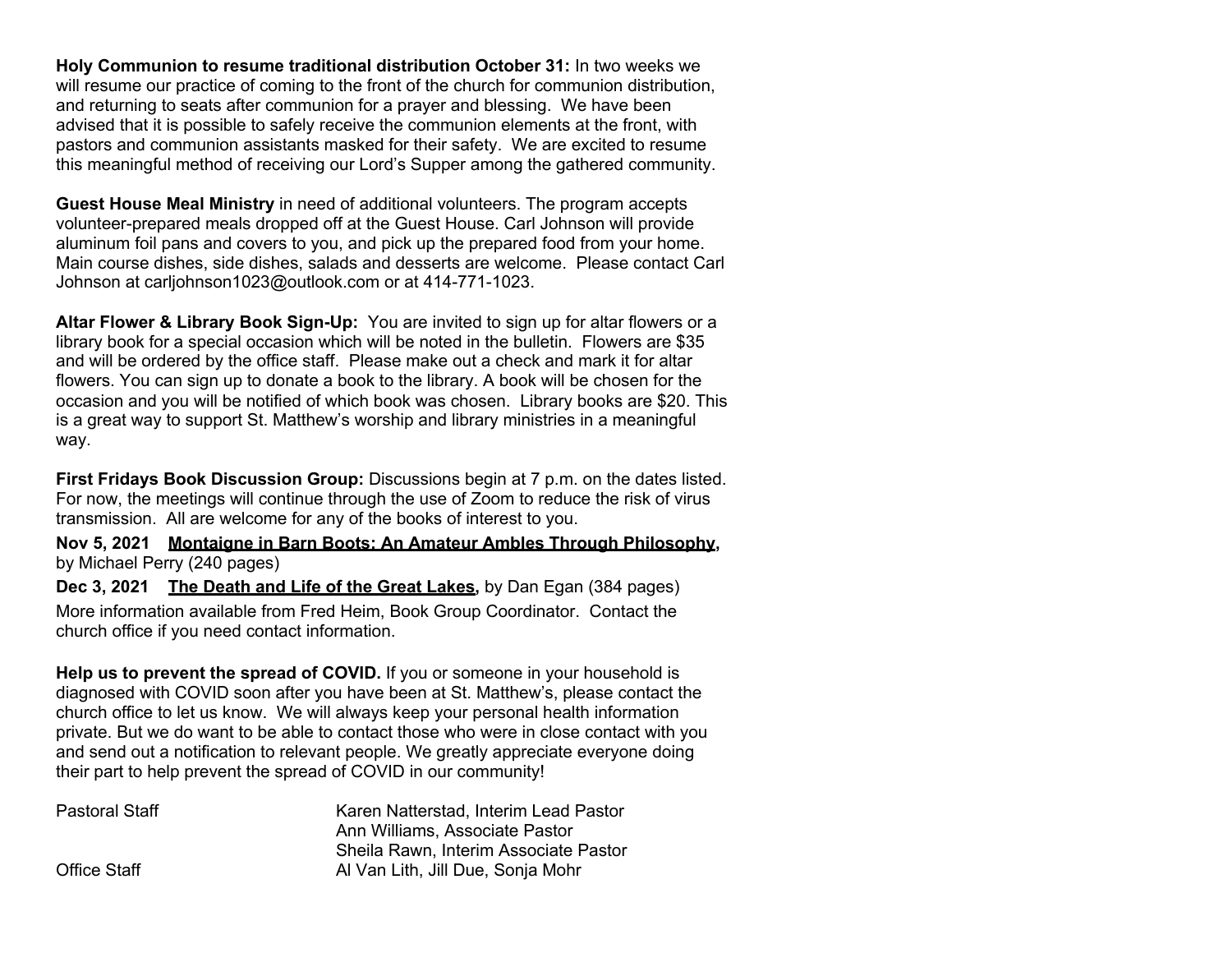**Holy Communion to resume traditional distribution October 31:** In two weeks we will resume our practice of coming to the front of the church for communion distribution, and returning to seats after communion for a prayer and blessing. We have been advised that it is possible to safely receive the communion elements at the front, with pastors and communion assistants masked for their safety. We are excited to resume this meaningful method of receiving our Lord's Supper among the gathered community.

**Guest House Meal Ministry** in need of additional volunteers. The program accepts volunteer-prepared meals dropped off at the Guest House. Carl Johnson will provide aluminum foil pans and covers to you, and pick up the prepared food from your home. Main course dishes, side dishes, salads and desserts are welcome. Please contact Carl Johnson at carljohnson1023@outlook.com or at 414-771-1023.

**Altar Flower & Library Book Sign-Up:** You are invited to sign up for altar flowers or a library book for a special occasion which will be noted in the bulletin. Flowers are $35 and will be ordered by the office staff. Please make out a check and mark it for altar flowers. You can sign up to donate a book to the library. A book will be chosen for the occasion and you will be notified of which book was chosen. Library books are $20. This is a great way to support St. Matthew's worship and library ministries in a meaningful way.

**First Fridays Book Discussion Group:** Discussions begin at 7 p.m. on the dates listed. For now, the meetings will continue through the use of Zoom to reduce the risk of virus transmission. All are welcome for any of the books of interest to you.

**Nov 5, 2021** **Montaigne in Barn Boots: An Amateur Ambles Through Philosophy,** by Michael Perry (240 pages)

**Dec 3, 2021** **The Death and Life of the Great Lakes,** by Dan Egan (384 pages)

More information available from Fred Heim, Book Group Coordinator. Contact the church office if you need contact information.

**Help us to prevent the spread of COVID.** If you or someone in your household is diagnosed with COVID soon after you have been at St. Matthew's, please contact the church office to let us know. We will always keep your personal health information private. But we do want to be able to contact those who were in close contact with you and send out a notification to relevant people. We greatly appreciate everyone doing their part to help prevent the spread of COVID in our community!

| | |
|---|---|
| Pastoral Staff | Karen Natterstad, Interim Lead Pastor |
| | Ann Williams, Associate Pastor |
| | Sheila Rawn, Interim Associate Pastor |
| Office Staff | Al Van Lith, Jill Due, Sonja Mohr |